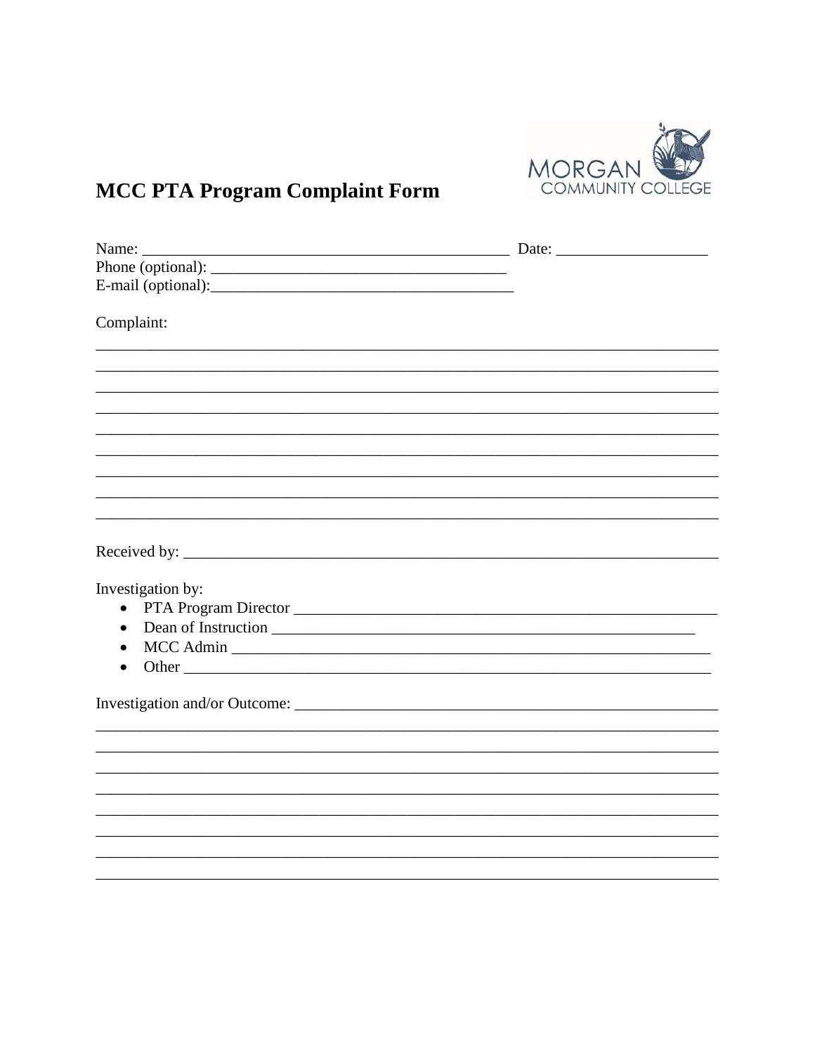# MCC PTA Program Complaint Form

MORGAN COMMUNITY COLLEGE

Name: _______________________________________________ Date: ___________________

Phone (optional): ______________________________________

E-mail (optional):_______________________________________

Complaint:

_____________________________________________________________________________

_____________________________________________________________________________

_____________________________________________________________________________

_____________________________________________________________________________

_____________________________________________________________________________

_____________________________________________________________________________

_____________________________________________________________________________

_____________________________________________________________________________

_____________________________________________________________________________

Received by: _________________________________________________________________

Investigation by:

- PTA Program Director ________________________________________________________
- Dean of Instruction ________________________________________________________
- MCC Admin _____________________________________________________________
- Other _________________________________________________________________

Investigation and/or Outcome: ___________________________________________________

_____________________________________________________________________________

_____________________________________________________________________________

_____________________________________________________________________________

_____________________________________________________________________________

_____________________________________________________________________________

_____________________________________________________________________________

_____________________________________________________________________________

_____________________________________________________________________________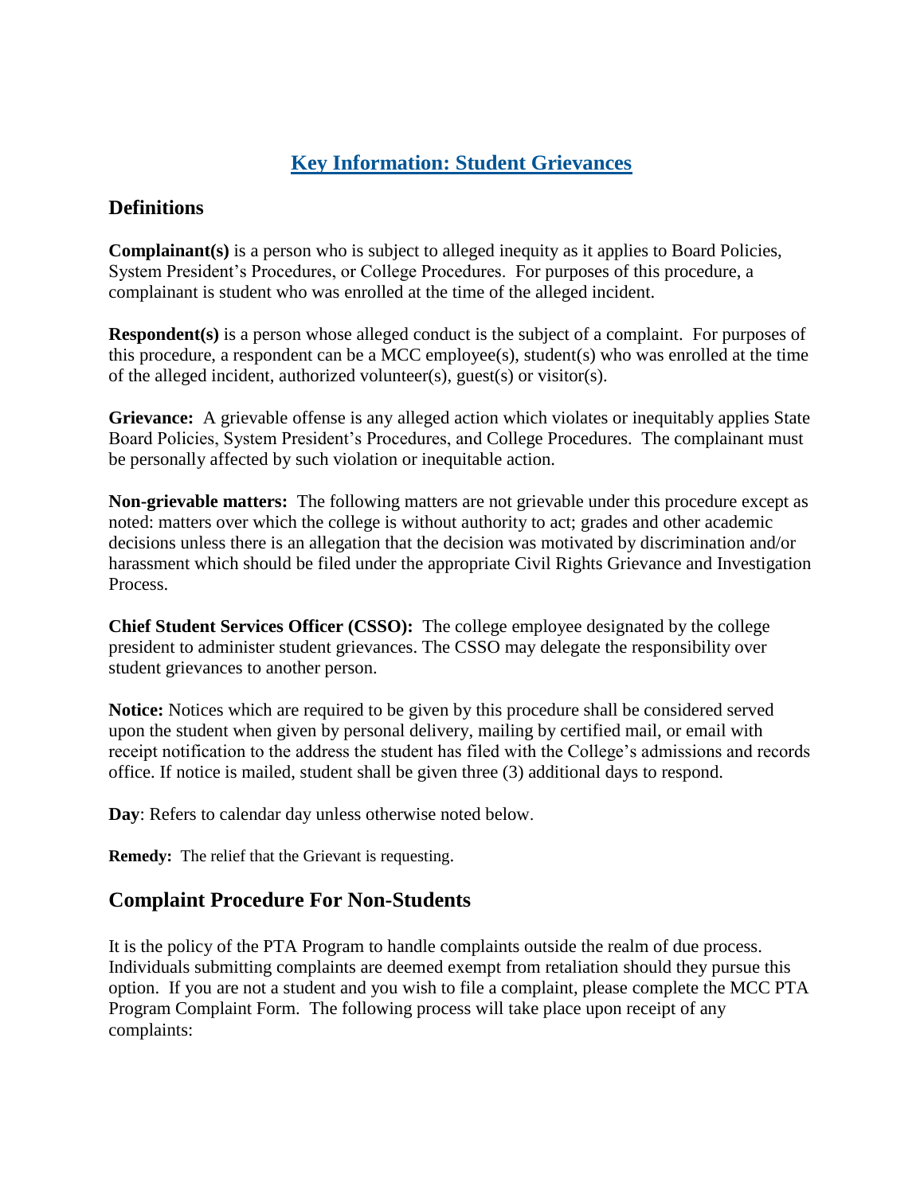## Key Information: Student Grievances

### Definitions

**Complainant(s)** is a person who is subject to alleged inequity as it applies to Board Policies, System President's Procedures, or College Procedures. For purposes of this procedure, a complainant is student who was enrolled at the time of the alleged incident.

**Respondent(s)** is a person whose alleged conduct is the subject of a complaint. For purposes of this procedure, a respondent can be a MCC employee(s), student(s) who was enrolled at the time of the alleged incident, authorized volunteer(s), guest(s) or visitor(s).

**Grievance:** A grievable offense is any alleged action which violates or inequitably applies State Board Policies, System President's Procedures, and College Procedures. The complainant must be personally affected by such violation or inequitable action.

**Non-grievable matters:** The following matters are not grievable under this procedure except as noted: matters over which the college is without authority to act; grades and other academic decisions unless there is an allegation that the decision was motivated by discrimination and/or harassment which should be filed under the appropriate Civil Rights Grievance and Investigation Process.

**Chief Student Services Officer (CSSO):** The college employee designated by the college president to administer student grievances. The CSSO may delegate the responsibility over student grievances to another person.

**Notice:** Notices which are required to be given by this procedure shall be considered served upon the student when given by personal delivery, mailing by certified mail, or email with receipt notification to the address the student has filed with the College's admissions and records office. If notice is mailed, student shall be given three (3) additional days to respond.

**Day**: Refers to calendar day unless otherwise noted below.

**Remedy:** The relief that the Grievant is requesting.

### Complaint Procedure For Non-Students

It is the policy of the PTA Program to handle complaints outside the realm of due process. Individuals submitting complaints are deemed exempt from retaliation should they pursue this option. If you are not a student and you wish to file a complaint, please complete the MCC PTA Program Complaint Form. The following process will take place upon receipt of any complaints: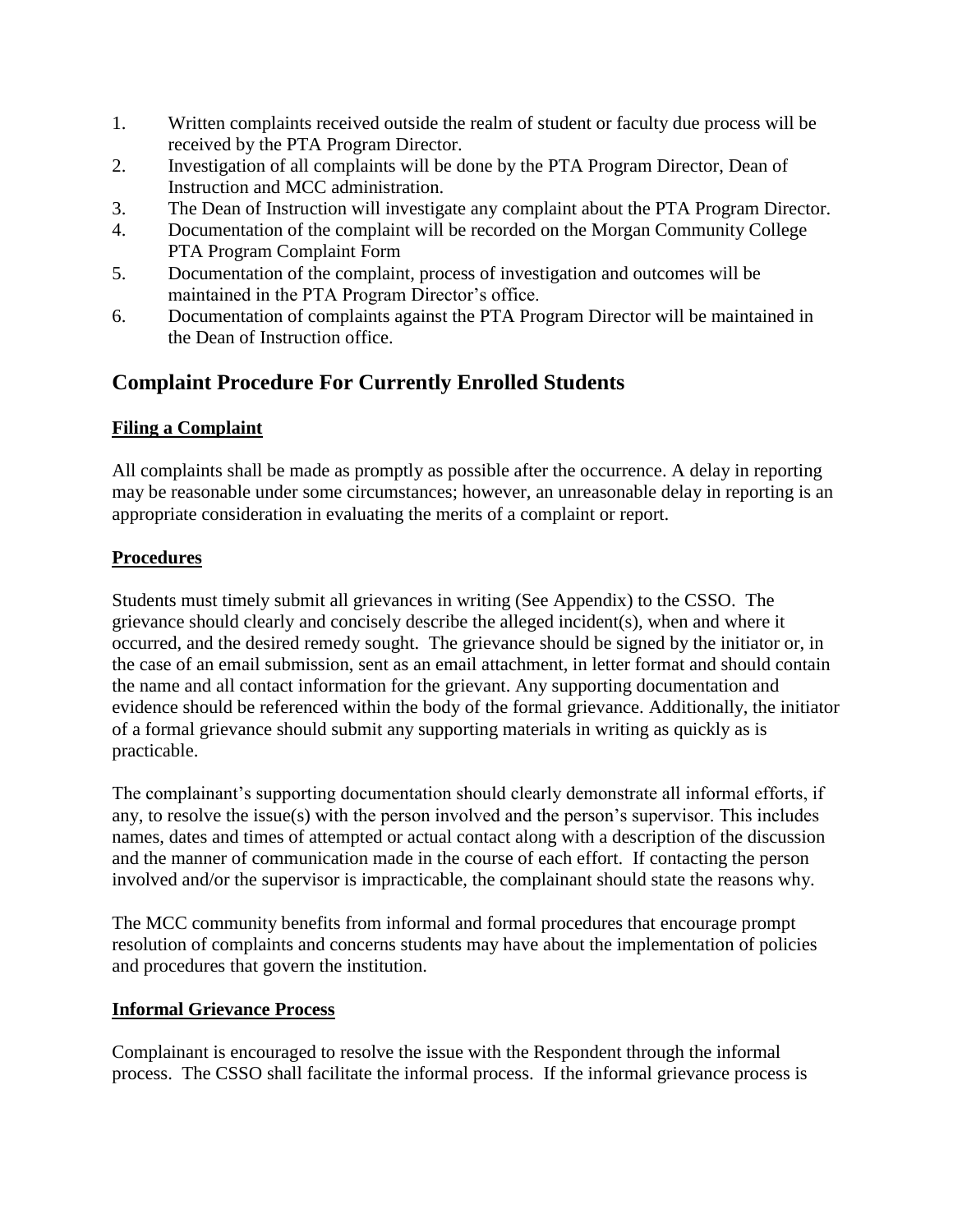1. Written complaints received outside the realm of student or faculty due process will be received by the PTA Program Director.
2. Investigation of all complaints will be done by the PTA Program Director, Dean of Instruction and MCC administration.
3. The Dean of Instruction will investigate any complaint about the PTA Program Director.
4. Documentation of the complaint will be recorded on the Morgan Community College PTA Program Complaint Form
5. Documentation of the complaint, process of investigation and outcomes will be maintained in the PTA Program Director's office.
6. Documentation of complaints against the PTA Program Director will be maintained in the Dean of Instruction office.

## Complaint Procedure For Currently Enrolled Students

**Filing a Complaint**

All complaints shall be made as promptly as possible after the occurrence. A delay in reporting may be reasonable under some circumstances; however, an unreasonable delay in reporting is an appropriate consideration in evaluating the merits of a complaint or report.

**Procedures**

Students must timely submit all grievances in writing (See Appendix) to the CSSO. The grievance should clearly and concisely describe the alleged incident(s), when and where it occurred, and the desired remedy sought. The grievance should be signed by the initiator or, in the case of an email submission, sent as an email attachment, in letter format and should contain the name and all contact information for the grievant. Any supporting documentation and evidence should be referenced within the body of the formal grievance. Additionally, the initiator of a formal grievance should submit any supporting materials in writing as quickly as is practicable.

The complainant's supporting documentation should clearly demonstrate all informal efforts, if any, to resolve the issue(s) with the person involved and the person's supervisor. This includes names, dates and times of attempted or actual contact along with a description of the discussion and the manner of communication made in the course of each effort. If contacting the person involved and/or the supervisor is impracticable, the complainant should state the reasons why.

The MCC community benefits from informal and formal procedures that encourage prompt resolution of complaints and concerns students may have about the implementation of policies and procedures that govern the institution.

**Informal Grievance Process**

Complainant is encouraged to resolve the issue with the Respondent through the informal process. The CSSO shall facilitate the informal process. If the informal grievance process is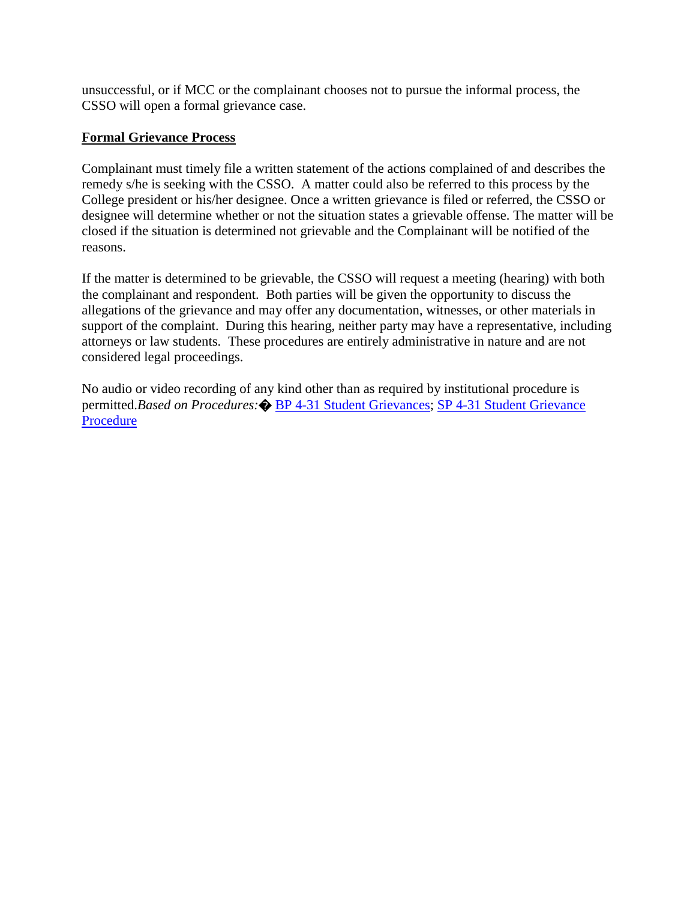unsuccessful, or if MCC or the complainant chooses not to pursue the informal process, the CSSO will open a formal grievance case.

**Formal Grievance Process**

Complainant must timely file a written statement of the actions complained of and describes the remedy s/he is seeking with the CSSO. A matter could also be referred to this process by the College president or his/her designee. Once a written grievance is filed or referred, the CSSO or designee will determine whether or not the situation states a grievable offense. The matter will be closed if the situation is determined not grievable and the Complainant will be notified of the reasons.

If the matter is determined to be grievable, the CSSO will request a meeting (hearing) with both the complainant and respondent. Both parties will be given the opportunity to discuss the allegations of the grievance and may offer any documentation, witnesses, or other materials in support of the complaint. During this hearing, neither party may have a representative, including attorneys or law students. These procedures are entirely administrative in nature and are not considered legal proceedings.

No audio or video recording of any kind other than as required by institutional procedure is permitted.*Based on Procedures:*� BP 4-31 Student Grievances; SP 4-31 Student Grievance Procedure